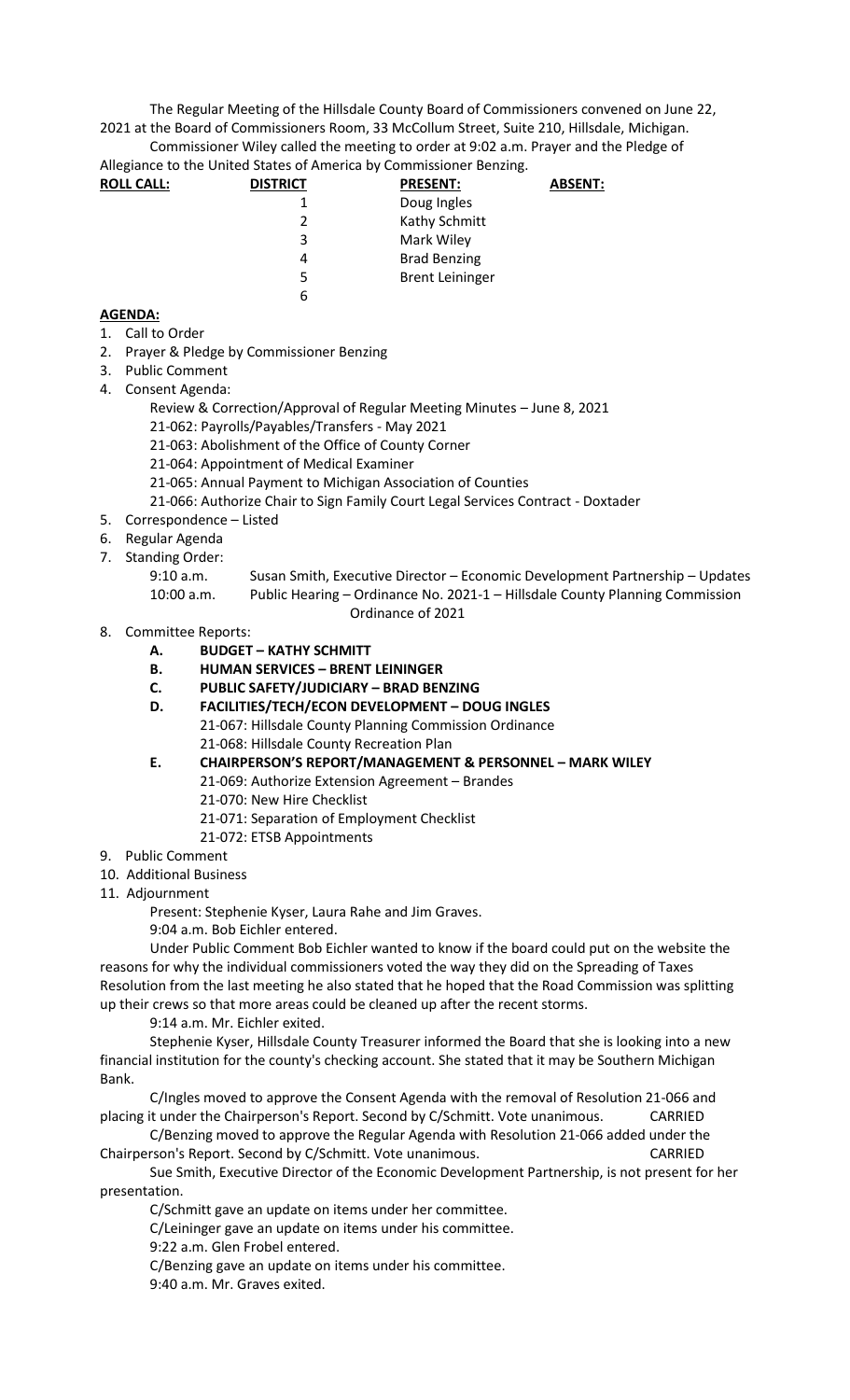The Regular Meeting of the Hillsdale County Board of Commissioners convened on June 22, 2021 at the Board of Commissioners Room, 33 McCollum Street, Suite 210, Hillsdale, Michigan.

Commissioner Wiley called the meeting to order at 9:02 a.m. Prayer and the Pledge of Allegiance to the United States of America by Commissioner Benzing.

| **ROLL CALL:** | **DISTRICT** | **PRESENT:** | **ABSENT:** |
|---|---|---|---|
| | 1 | Doug Ingles | |
| | 2 | Kathy Schmitt | |
| | 3 | Mark Wiley | |
| | 4 | Brad Benzing | |
| | 5 | Brent Leininger | |
| | 6 | | |

**AGENDA:**

1. Call to Order
2. Prayer & Pledge by Commissioner Benzing
3. Public Comment
4. Consent Agenda:
   - Review & Correction/Approval of Regular Meeting Minutes – June 8, 2021
   - 21-062: Payrolls/Payables/Transfers - May 2021
   - 21-063: Abolishment of the Office of County Corner
   - 21-064: Appointment of Medical Examiner
   - 21-065: Annual Payment to Michigan Association of Counties
   - 21-066: Authorize Chair to Sign Family Court Legal Services Contract - Doxtader
5. Correspondence – Listed
6. Regular Agenda
7. Standing Order:
   - 9:10 a.m. Susan Smith, Executive Director – Economic Development Partnership – Updates
   - 10:00 a.m. Public Hearing – Ordinance No. 2021-1 – Hillsdale County Planning Commission Ordinance of 2021
8. Committee Reports:
   - **A. BUDGET – KATHY SCHMITT**
   - **B. HUMAN SERVICES – BRENT LEININGER**
   - **C. PUBLIC SAFETY/JUDICIARY – BRAD BENZING**
   - **D. FACILITIES/TECH/ECON DEVELOPMENT – DOUG INGLES**
     - 21-067: Hillsdale County Planning Commission Ordinance
     - 21-068: Hillsdale County Recreation Plan
   - **E. CHAIRPERSON'S REPORT/MANAGEMENT & PERSONNEL – MARK WILEY**
     - 21-069: Authorize Extension Agreement – Brandes
     - 21-070: New Hire Checklist
     - 21-071: Separation of Employment Checklist
     - 21-072: ETSB Appointments
9. Public Comment
10. Additional Business
11. Adjournment

Present: Stephenie Kyser, Laura Rahe and Jim Graves.

9:04 a.m. Bob Eichler entered.

Under Public Comment Bob Eichler wanted to know if the board could put on the website the reasons for why the individual commissioners voted the way they did on the Spreading of Taxes Resolution from the last meeting he also stated that he hoped that the Road Commission was splitting up their crews so that more areas could be cleaned up after the recent storms.

9:14 a.m. Mr. Eichler exited.

Stephenie Kyser, Hillsdale County Treasurer informed the Board that she is looking into a new financial institution for the county's checking account. She stated that it may be Southern Michigan Bank.

C/Ingles moved to approve the Consent Agenda with the removal of Resolution 21-066 and placing it under the Chairperson's Report. Second by C/Schmitt. Vote unanimous. CARRIED

C/Benzing moved to approve the Regular Agenda with Resolution 21-066 added under the Chairperson's Report. Second by C/Schmitt. Vote unanimous. CARRIED

Sue Smith, Executive Director of the Economic Development Partnership, is not present for her presentation.

C/Schmitt gave an update on items under her committee.

C/Leininger gave an update on items under his committee.

9:22 a.m. Glen Frobel entered.

C/Benzing gave an update on items under his committee.

9:40 a.m. Mr. Graves exited.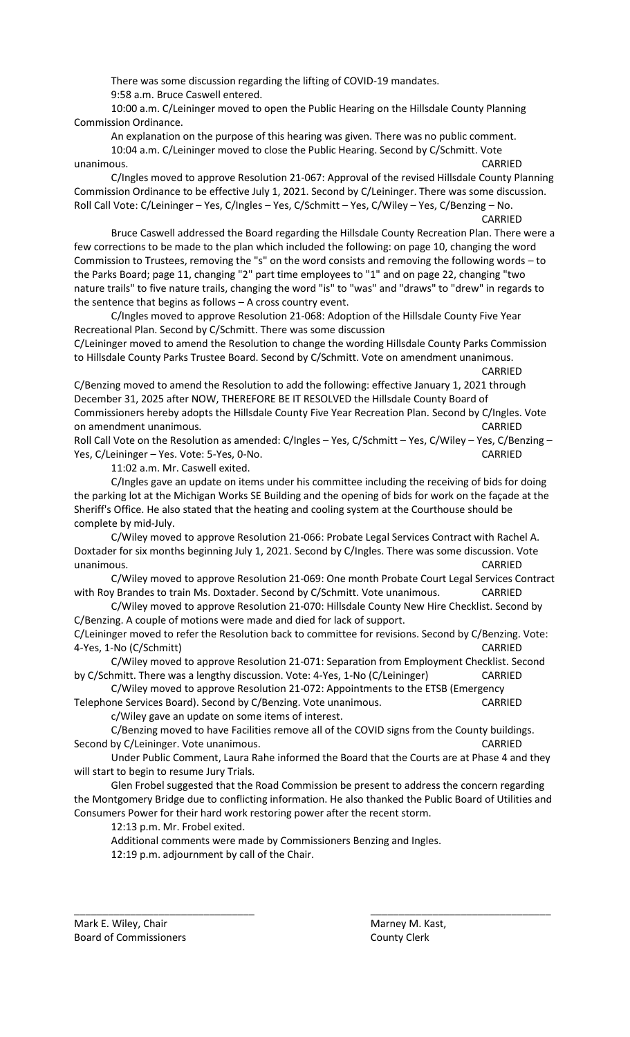There was some discussion regarding the lifting of COVID-19 mandates.

9:58 a.m. Bruce Caswell entered.

10:00 a.m. C/Leininger moved to open the Public Hearing on the Hillsdale County Planning Commission Ordinance.

An explanation on the purpose of this hearing was given. There was no public comment.

10:04 a.m. C/Leininger moved to close the Public Hearing. Second by C/Schmitt. Vote unanimous. CARRIED

C/Ingles moved to approve Resolution 21-067: Approval of the revised Hillsdale County Planning Commission Ordinance to be effective July 1, 2021. Second by C/Leininger. There was some discussion. Roll Call Vote: C/Leininger – Yes, C/Ingles – Yes, C/Schmitt – Yes, C/Wiley – Yes, C/Benzing – No. CARRIED

Bruce Caswell addressed the Board regarding the Hillsdale County Recreation Plan. There were a few corrections to be made to the plan which included the following: on page 10, changing the word Commission to Trustees, removing the "s" on the word consists and removing the following words – to the Parks Board; page 11, changing "2" part time employees to "1" and on page 22, changing "two nature trails" to five nature trails, changing the word "is" to "was" and "draws" to "drew" in regards to the sentence that begins as follows – A cross country event.

C/Ingles moved to approve Resolution 21-068: Adoption of the Hillsdale County Five Year Recreational Plan. Second by C/Schmitt. There was some discussion

C/Leininger moved to amend the Resolution to change the wording Hillsdale County Parks Commission to Hillsdale County Parks Trustee Board. Second by C/Schmitt. Vote on amendment unanimous. CARRIED

C/Benzing moved to amend the Resolution to add the following: effective January 1, 2021 through December 31, 2025 after NOW, THEREFORE BE IT RESOLVED the Hillsdale County Board of Commissioners hereby adopts the Hillsdale County Five Year Recreation Plan. Second by C/Ingles. Vote on amendment unanimous. CARRIED

Roll Call Vote on the Resolution as amended: C/Ingles – Yes, C/Schmitt – Yes, C/Wiley – Yes, C/Benzing – Yes, C/Leininger – Yes. Vote: 5-Yes, 0-No. CARRIED

11:02 a.m. Mr. Caswell exited.

C/Ingles gave an update on items under his committee including the receiving of bids for doing the parking lot at the Michigan Works SE Building and the opening of bids for work on the façade at the Sheriff's Office. He also stated that the heating and cooling system at the Courthouse should be complete by mid-July.

C/Wiley moved to approve Resolution 21-066: Probate Legal Services Contract with Rachel A. Doxtader for six months beginning July 1, 2021. Second by C/Ingles. There was some discussion. Vote unanimous. CARRIED

C/Wiley moved to approve Resolution 21-069: One month Probate Court Legal Services Contract with Roy Brandes to train Ms. Doxtader. Second by C/Schmitt. Vote unanimous. CARRIED

C/Wiley moved to approve Resolution 21-070: Hillsdale County New Hire Checklist. Second by C/Benzing. A couple of motions were made and died for lack of support.

C/Leininger moved to refer the Resolution back to committee for revisions. Second by C/Benzing. Vote: 4-Yes, 1-No (C/Schmitt) CARRIED

C/Wiley moved to approve Resolution 21-071: Separation from Employment Checklist. Second by C/Schmitt. There was a lengthy discussion. Vote: 4-Yes, 1-No (C/Leininger) CARRIED

C/Wiley moved to approve Resolution 21-072: Appointments to the ETSB (Emergency Telephone Services Board). Second by C/Benzing. Vote unanimous. CARRIED

c/Wiley gave an update on some items of interest.

C/Benzing moved to have Facilities remove all of the COVID signs from the County buildings. Second by C/Leininger. Vote unanimous. CARRIED

Under Public Comment, Laura Rahe informed the Board that the Courts are at Phase 4 and they will start to begin to resume Jury Trials.

Glen Frobel suggested that the Road Commission be present to address the concern regarding the Montgomery Bridge due to conflicting information. He also thanked the Public Board of Utilities and Consumers Power for their hard work restoring power after the recent storm.

12:13 p.m. Mr. Frobel exited.

Additional comments were made by Commissioners Benzing and Ingles.

12:19 p.m. adjournment by call of the Chair.

\_\_\_\_\_\_\_\_\_\_\_\_\_\_\_\_\_\_\_\_\_\_\_\_\_\_\_\_\_\_\_\_
Mark E. Wiley, Chair
Board of Commissioners

\_\_\_\_\_\_\_\_\_\_\_\_\_\_\_\_\_\_\_\_\_\_\_\_\_\_\_\_\_\_\_\_
Marney M. Kast,
County Clerk